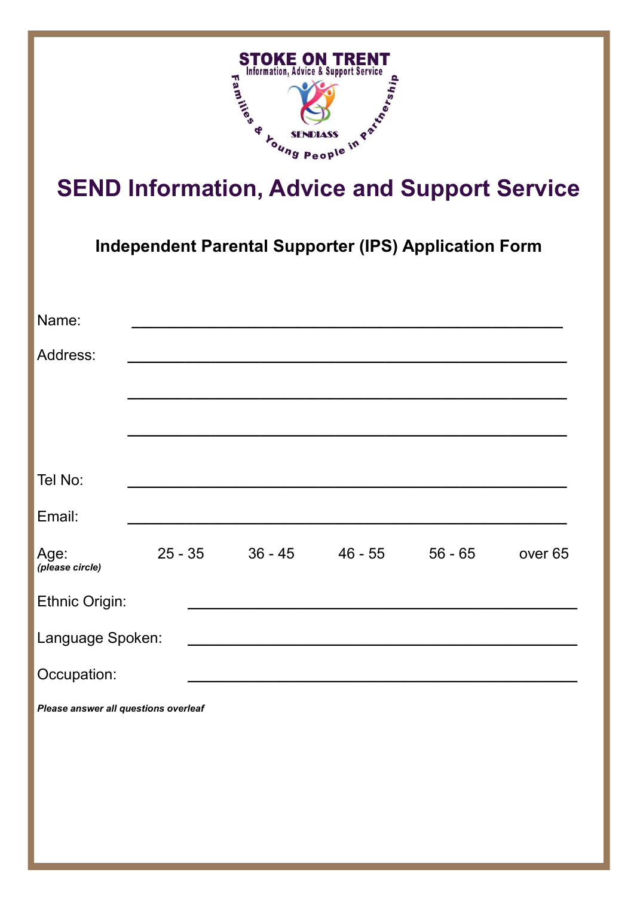STOKE ON TRENT
Information, Advice & Support Service
Families & Young People in Partnership
SENDIASS

# SEND Information, Advice and Support Service

## Independent Parental Supporter (IPS) Application Form

Name: ______________________________________________

Address: ______________________________________________

______________________________________________

______________________________________________

Tel No: ______________________________________________

Email: ______________________________________________

Age: 25 - 35 36 - 45 46 - 55 56 - 65 over 65
***(please circle)***

Ethnic Origin: ______________________________________________

Language Spoken: ______________________________________________

Occupation: ______________________________________________

***Please answer all questions overleaf***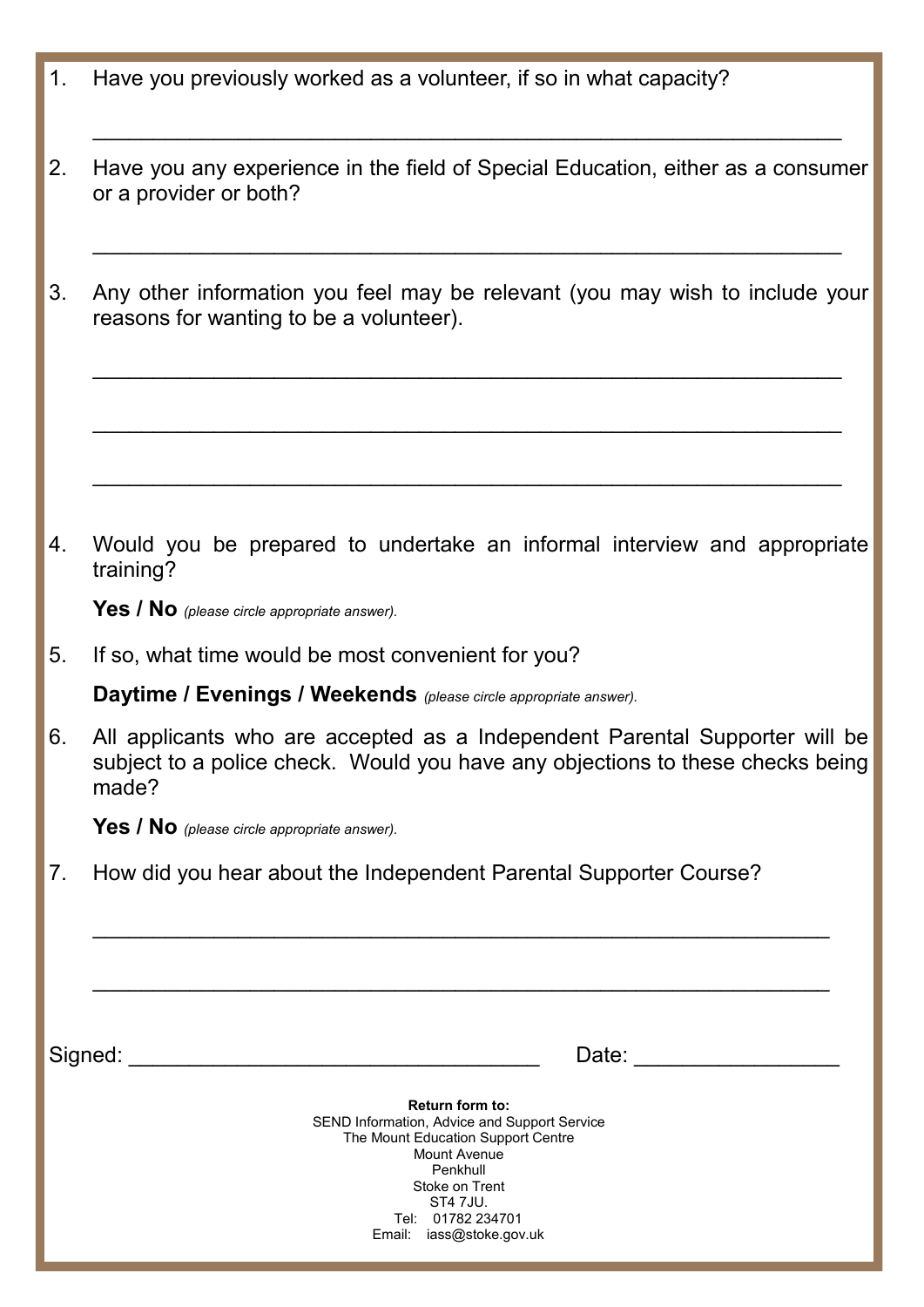1. Have you previously worked as a volunteer, if so in what capacity?

   ___________________________________________________________

2. Have you any experience in the field of Special Education, either as a consumer or a provider or both?

   ___________________________________________________________

3. Any other information you feel may be relevant (you may wish to include your reasons for wanting to be a volunteer).

   ___________________________________________________________

   ___________________________________________________________

   ___________________________________________________________

4. Would you be prepared to undertake an informal interview and appropriate training?

   **Yes / No** *(please circle appropriate answer).*

5. If so, what time would be most convenient for you?

   **Daytime / Evenings / Weekends** *(please circle appropriate answer).*

6. All applicants who are accepted as a Independent Parental Supporter will be subject to a police check. Would you have any objections to these checks being made?

   **Yes / No** *(please circle appropriate answer).*

7. How did you hear about the Independent Parental Supporter Course?

   ___________________________________________________________

   ___________________________________________________________

Signed: __________________________________ Date: ________________

**Return form to:**
SEND Information, Advice and Support Service
The Mount Education Support Centre
Mount Avenue
Penkhull
Stoke on Trent
ST4 7JU.
Tel: 01782 234701
Email: iass@stoke.gov.uk